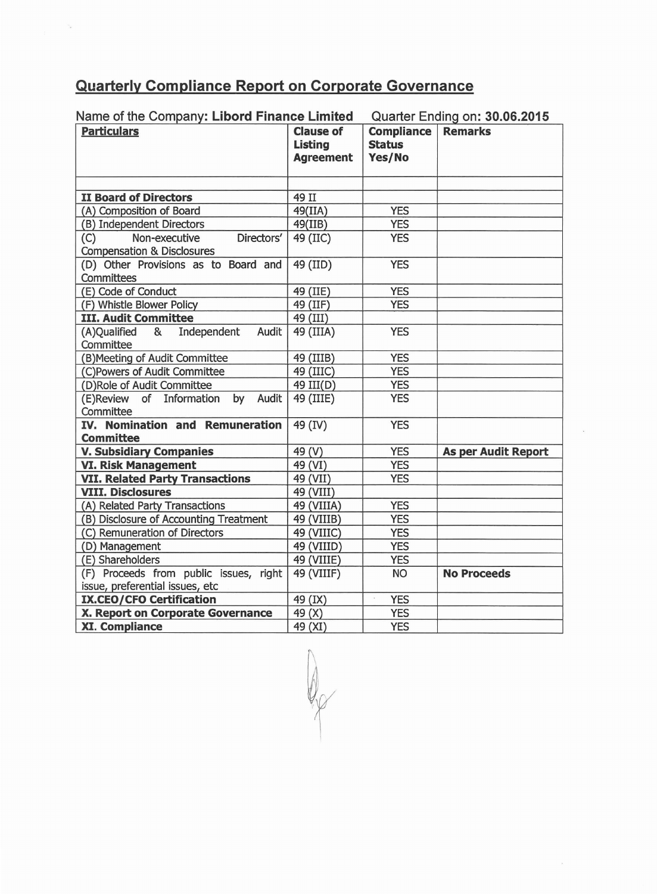## Quarterly Compliance Report on Corporate Governance

Name of the Company: **Libord Finance Limited** Quarter Ending on: **30.06.2015**

| **Particulars** | **Clause of Listing Agreement** | **Compliance Status Yes/No** | **Remarks** |
|---|---|---|---|
| | | | |
| **II Board of Directors** | 49 II | | |
| (A) Composition of Board | 49(IIA) | YES | |
| (B) Independent Directors | 49(IIB) | YES | |
| (C) Non-executive Directors' Compensation & Disclosures | 49 (IIC) | YES | |
| (D) Other Provisions as to Board and Committees | 49 (IID) | YES | |
| (E) Code of Conduct | 49 (IIE) | YES | |
| (F) Whistle Blower Policy | 49 (IIF) | YES | |
| **III. Audit Committee** | 49 (III) | | |
| (A)Qualified & Independent Audit Committee | 49 (IIIA) | YES | |
| (B)Meeting of Audit Committee | 49 (IIIB) | YES | |
| (C)Powers of Audit Committee | 49 (IIIC) | YES | |
| (D)Role of Audit Committee | 49 III(D) | YES | |
| (E)Review of Information by Audit Committee | 49 (IIIE) | YES | |
| **IV. Nomination and Remuneration Committee** | 49 (IV) | YES | |
| **V. Subsidiary Companies** | 49 (V) | YES | **As per Audit Report** |
| **VI. Risk Management** | 49 (VI) | YES | |
| **VII. Related Party Transactions** | 49 (VII) | YES | |
| **VIII. Disclosures** | 49 (VIII) | | |
| (A) Related Party Transactions | 49 (VIIIA) | YES | |
| (B) Disclosure of Accounting Treatment | 49 (VIIIB) | YES | |
| (C) Remuneration of Directors | 49 (VIIIC) | YES | |
| (D) Management | 49 (VIIID) | YES | |
| (E) Shareholders | 49 (VIIIE) | YES | |
| (F) Proceeds from public issues, right issue, preferential issues, etc | 49 (VIIIF) | NO | **No Proceeds** |
| **IX.CEO/CFO Certification** | 49 (IX) | YES | |
| **X. Report on Corporate Governance** | 49 (X) | YES | |
| **XI. Compliance** | 49 (XI) | YES | |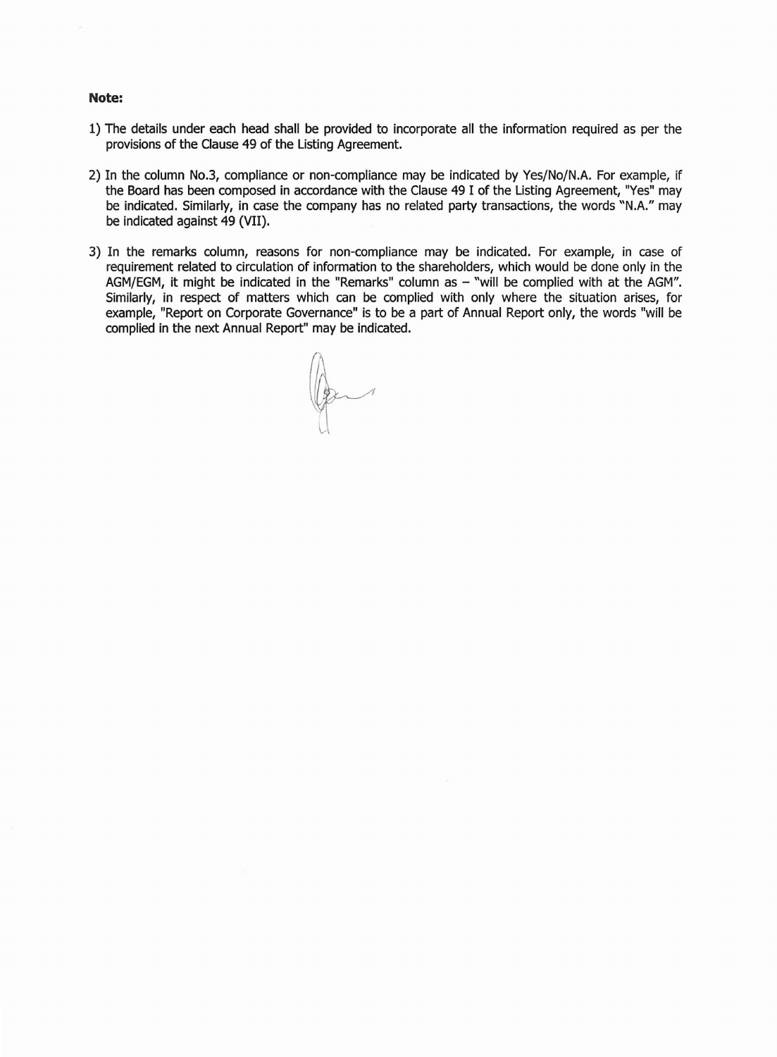**Note:**

1) The details under each head shall be provided to incorporate all the information required as per the provisions of the Clause 49 of the Listing Agreement.

2) In the column No.3, compliance or non-compliance may be indicated by Yes/No/N.A. For example, if the Board has been composed in accordance with the Clause 49 I of the Listing Agreement, "Yes" may be indicated. Similarly, in case the company has no related party transactions, the words "N.A." may be indicated against 49 (VII).

3) In the remarks column, reasons for non-compliance may be indicated. For example, in case of requirement related to circulation of information to the shareholders, which would be done only in the AGM/EGM, it might be indicated in the "Remarks" column as – "will be complied with at the AGM". Similarly, in respect of matters which can be complied with only where the situation arises, for example, "Report on Corporate Governance" is to be a part of Annual Report only, the words "will be complied in the next Annual Report" may be indicated.